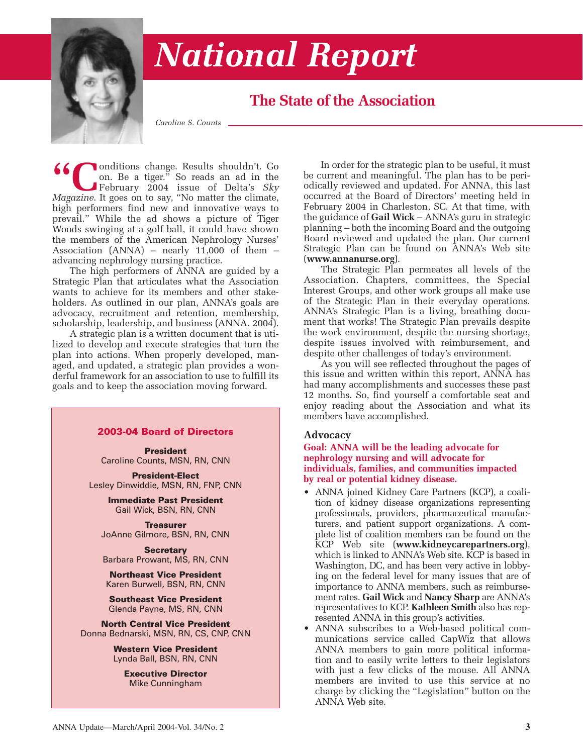# National Report

## The State of the Association

*Caroline S. Counts*

"Conditions change. Results shouldn't. Go on. Be a tiger." So reads an ad in the February 2004 issue of Delta's *Sky Magazine*. It goes on to say, "No matter the climate, high performers find new and innovative ways to prevail." While the ad shows a picture of Tiger Woods swinging at a golf ball, it could have shown the members of the American Nephrology Nurses' Association (ANNA) – nearly 11,000 of them – advancing nephrology nursing practice.

The high performers of ANNA are guided by a Strategic Plan that articulates what the Association wants to achieve for its members and other stakeholders. As outlined in our plan, ANNA's goals are advocacy, recruitment and retention, membership, scholarship, leadership, and business (ANNA, 2004).

A strategic plan is a written document that is utilized to develop and execute strategies that turn the plan into actions. When properly developed, managed, and updated, a strategic plan provides a wonderful framework for an association to use to fulfill its goals and to keep the association moving forward.

> **2003-04 Board of Directors**
>
> **President**
> Caroline Counts, MSN, RN, CNN
>
> **President-Elect**
> Lesley Dinwiddie, MSN, RN, FNP, CNN
>
> **Immediate Past President**
> Gail Wick, BSN, RN, CNN
>
> **Treasurer**
> JoAnne Gilmore, BSN, RN, CNN
>
> **Secretary**
> Barbara Prowant, MS, RN, CNN
>
> **Northeast Vice President**
> Karen Burwell, BSN, RN, CNN
>
> **Southeast Vice President**
> Glenda Payne, MS, RN, CNN
>
> **North Central Vice President**
> Donna Bednarski, MSN, RN, CS, CNP, CNN
>
> **Western Vice President**
> Lynda Ball, BSN, RN, CNN
>
> **Executive Director**
> Mike Cunningham

In order for the strategic plan to be useful, it must be current and meaningful. The plan has to be periodically reviewed and updated. For ANNA, this last occurred at the Board of Directors' meeting held in February 2004 in Charleston, SC. At that time, with the guidance of **Gail Wick** – ANNA's guru in strategic planning – both the incoming Board and the outgoing Board reviewed and updated the plan. Our current Strategic Plan can be found on ANNA's Web site (**www.annanurse.org**).

The Strategic Plan permeates all levels of the Association. Chapters, committees, the Special Interest Groups, and other work groups all make use of the Strategic Plan in their everyday operations. ANNA's Strategic Plan is a living, breathing document that works! The Strategic Plan prevails despite the work environment, despite the nursing shortage, despite issues involved with reimbursement, and despite other challenges of today's environment.

As you will see reflected throughout the pages of this issue and written within this report, ANNA has had many accomplishments and successes these past 12 months. So, find yourself a comfortable seat and enjoy reading about the Association and what its members have accomplished.

### Advocacy

**Goal: ANNA will be the leading advocate for nephrology nursing and will advocate for individuals, families, and communities impacted by real or potential kidney disease.**

- ANNA joined Kidney Care Partners (KCP), a coalition of kidney disease organizations representing professionals, providers, pharmaceutical manufacturers, and patient support organizations. A complete list of coalition members can be found on the KCP Web site (**www.kidneycarepartners.org**), which is linked to ANNA's Web site. KCP is based in Washington, DC, and has been very active in lobbying on the federal level for many issues that are of importance to ANNA members, such as reimbursement rates. **Gail Wick** and **Nancy Sharp** are ANNA's representatives to KCP. **Kathleen Smith** also has represented ANNA in this group's activities.
- ANNA subscribes to a Web-based political communications service called CapWiz that allows ANNA members to gain more political information and to easily write letters to their legislators with just a few clicks of the mouse. All ANNA members are invited to use this service at no charge by clicking the "Legislation" button on the ANNA Web site.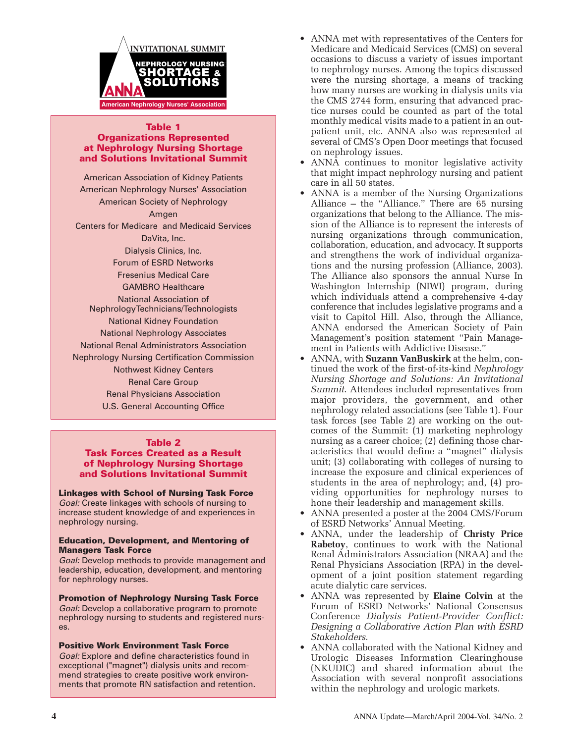INVITATIONAL SUMMIT
NEPHROLOGY NURSING
SHORTAGE & SOLUTIONS
ANNA
American Nephrology Nurses' Association

**Table 1**
**Organizations Represented at Nephrology Nursing Shortage and Solutions Invitational Summit**

American Association of Kidney Patients
American Nephrology Nurses' Association
American Society of Nephrology
Amgen
Centers for Medicare and Medicaid Services
DaVita, Inc.
Dialysis Clinics, Inc.
Forum of ESRD Networks
Fresenius Medical Care
GAMBRO Healthcare
National Association of NephrologyTechnicians/Technologists
National Kidney Foundation
National Nephrology Associates
National Renal Administrators Association
Nephrology Nursing Certification Commission
Nothwest Kidney Centers
Renal Care Group
Renal Physicians Association
U.S. General Accounting Office

**Table 2**
**Task Forces Created as a Result of Nephrology Nursing Shortage and Solutions Invitational Summit**

**Linkages with School of Nursing Task Force**
*Goal:* Create linkages with schools of nursing to increase student knowledge of and experiences in nephrology nursing.

**Education, Development, and Mentoring of Managers Task Force**
*Goal:* Develop methods to provide management and leadership, education, development, and mentoring for nephrology nurses.

**Promotion of Nephrology Nursing Task Force**
*Goal:* Develop a collaborative program to promote nephrology nursing to students and registered nurses.

**Positive Work Environment Task Force**
*Goal:* Explore and define characteristics found in exceptional ("magnet") dialysis units and recommend strategies to create positive work environments that promote RN satisfaction and retention.

- ANNA met with representatives of the Centers for Medicare and Medicaid Services (CMS) on several occasions to discuss a variety of issues important to nephrology nurses. Among the topics discussed were the nursing shortage, a means of tracking how many nurses are working in dialysis units via the CMS 2744 form, ensuring that advanced practice nurses could be counted as part of the total monthly medical visits made to a patient in an outpatient unit, etc. ANNA also was represented at several of CMS's Open Door meetings that focused on nephrology issues.
- ANNA continues to monitor legislative activity that might impact nephrology nursing and patient care in all 50 states.
- ANNA is a member of the Nursing Organizations Alliance – the "Alliance." There are 65 nursing organizations that belong to the Alliance. The mission of the Alliance is to represent the interests of nursing organizations through communication, collaboration, education, and advocacy. It supports and strengthens the work of individual organizations and the nursing profession (Alliance, 2003). The Alliance also sponsors the annual Nurse In Washington Internship (NIWI) program, during which individuals attend a comprehensive 4-day conference that includes legislative programs and a visit to Capitol Hill. Also, through the Alliance, ANNA endorsed the American Society of Pain Management's position statement "Pain Management in Patients with Addictive Disease."
- ANNA, with **Suzann VanBuskirk** at the helm, continued the work of the first-of-its-kind *Nephrology Nursing Shortage and Solutions: An Invitational Summit*. Attendees included representatives from major providers, the government, and other nephrology related associations (see Table 1). Four task forces (see Table 2) are working on the outcomes of the Summit: (1) marketing nephrology nursing as a career choice; (2) defining those characteristics that would define a "magnet" dialysis unit; (3) collaborating with colleges of nursing to increase the exposure and clinical experiences of students in the area of nephrology; and, (4) providing opportunities for nephrology nurses to hone their leadership and management skills.
- ANNA presented a poster at the 2004 CMS/Forum of ESRD Networks' Annual Meeting.
- ANNA, under the leadership of **Christy Price Rabetoy**, continues to work with the National Renal Administrators Association (NRAA) and the Renal Physicians Association (RPA) in the development of a joint position statement regarding acute dialytic care services.
- ANNA was represented by **Elaine Colvin** at the Forum of ESRD Networks' National Consensus Conference *Dialysis Patient-Provider Conflict: Designing a Collaborative Action Plan with ESRD Stakeholders*.
- ANNA collaborated with the National Kidney and Urologic Diseases Information Clearinghouse (NKUDIC) and shared information about the Association with several nonprofit associations within the nephrology and urologic markets.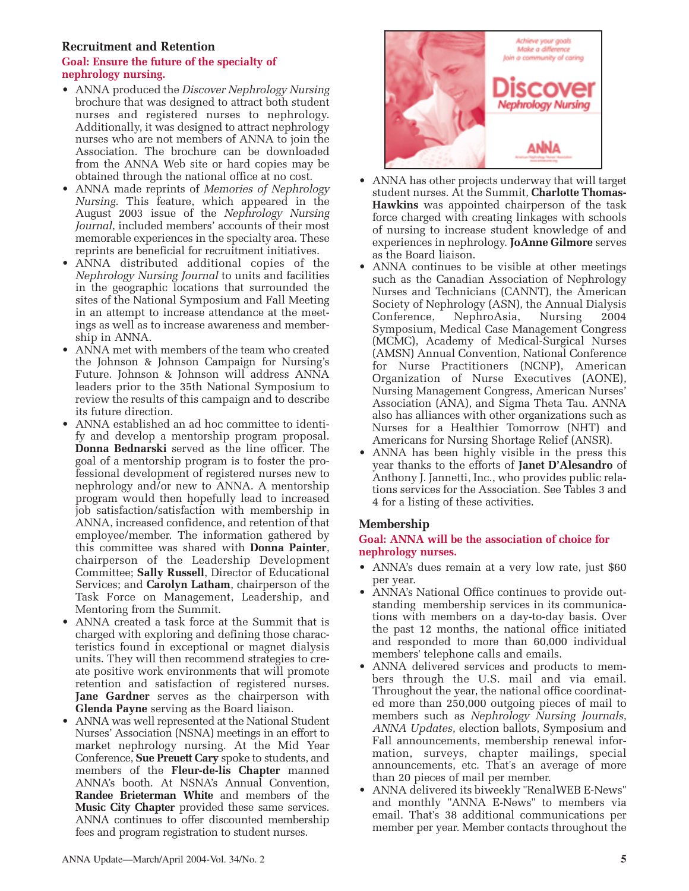## Recruitment and Retention

**Goal: Ensure the future of the specialty of nephrology nursing.**

- ANNA produced the *Discover Nephrology Nursing* brochure that was designed to attract both student nurses and registered nurses to nephrology. Additionally, it was designed to attract nephrology nurses who are not members of ANNA to join the Association. The brochure can be downloaded from the ANNA Web site or hard copies may be obtained through the national office at no cost.
- ANNA made reprints of *Memories of Nephrology Nursing*. This feature, which appeared in the August 2003 issue of the *Nephrology Nursing Journal*, included members' accounts of their most memorable experiences in the specialty area. These reprints are beneficial for recruitment initiatives.
- ANNA distributed additional copies of the *Nephrology Nursing Journal* to units and facilities in the geographic locations that surrounded the sites of the National Symposium and Fall Meeting in an attempt to increase attendance at the meetings as well as to increase awareness and membership in ANNA.
- ANNA met with members of the team who created the Johnson & Johnson Campaign for Nursing's Future. Johnson & Johnson will address ANNA leaders prior to the 35th National Symposium to review the results of this campaign and to describe its future direction.
- ANNA established an ad hoc committee to identify and develop a mentorship program proposal. **Donna Bednarski** served as the line officer. The goal of a mentorship program is to foster the professional development of registered nurses new to nephrology and/or new to ANNA. A mentorship program would then hopefully lead to increased job satisfaction/satisfaction with membership in ANNA, increased confidence, and retention of that employee/member. The information gathered by this committee was shared with **Donna Painter**, chairperson of the Leadership Development Committee; **Sally Russell**, Director of Educational Services; and **Carolyn Latham**, chairperson of the Task Force on Management, Leadership, and Mentoring from the Summit.
- ANNA created a task force at the Summit that is charged with exploring and defining those characteristics found in exceptional or magnet dialysis units. They will then recommend strategies to create positive work environments that will promote retention and satisfaction of registered nurses. **Jane Gardner** serves as the chairperson with **Glenda Payne** serving as the Board liaison.
- ANNA was well represented at the National Student Nurses' Association (NSNA) meetings in an effort to market nephrology nursing. At the Mid Year Conference, **Sue Preuett Cary** spoke to students, and members of the **Fleur-de-lis Chapter** manned ANNA's booth. At NSNA's Annual Convention, **Randee Brieterman White** and members of the **Music City Chapter** provided these same services. ANNA continues to offer discounted membership fees and program registration to student nurses.
- ANNA has other projects underway that will target student nurses. At the Summit, **Charlotte Thomas-Hawkins** was appointed chairperson of the task force charged with creating linkages with schools of nursing to increase student knowledge of and experiences in nephrology. **JoAnne Gilmore** serves as the Board liaison.
- ANNA continues to be visible at other meetings such as the Canadian Association of Nephrology Nurses and Technicians (CANNT), the American Society of Nephrology (ASN), the Annual Dialysis Conference, NephroAsia, Nursing 2004 Symposium, Medical Case Management Congress (MCMC), Academy of Medical-Surgical Nurses (AMSN) Annual Convention, National Conference for Nurse Practitioners (NCNP), American Organization of Nurse Executives (AONE), Nursing Management Congress, American Nurses' Association (ANA), and Sigma Theta Tau. ANNA also has alliances with other organizations such as Nurses for a Healthier Tomorrow (NHT) and Americans for Nursing Shortage Relief (ANSR).
- ANNA has been highly visible in the press this year thanks to the efforts of **Janet D'Alesandro** of Anthony J. Jannetti, Inc., who provides public relations services for the Association. See Tables 3 and 4 for a listing of these activities.

## Membership

**Goal: ANNA will be the association of choice for nephrology nurses.**

- ANNA's dues remain at a very low rate, just $60 per year.
- ANNA's National Office continues to provide outstanding membership services in its communications with members on a day-to-day basis. Over the past 12 months, the national office initiated and responded to more than 60,000 individual members' telephone calls and emails.
- ANNA delivered services and products to members through the U.S. mail and via email. Throughout the year, the national office coordinated more than 250,000 outgoing pieces of mail to members such as *Nephrology Nursing Journals*, *ANNA Updates*, election ballots, Symposium and Fall announcements, membership renewal information, surveys, chapter mailings, special announcements, etc. That's an average of more than 20 pieces of mail per member.
- ANNA delivered its biweekly "RenalWEB E-News" and monthly "ANNA E-News" to members via email. That's 38 additional communications per member per year. Member contacts throughout the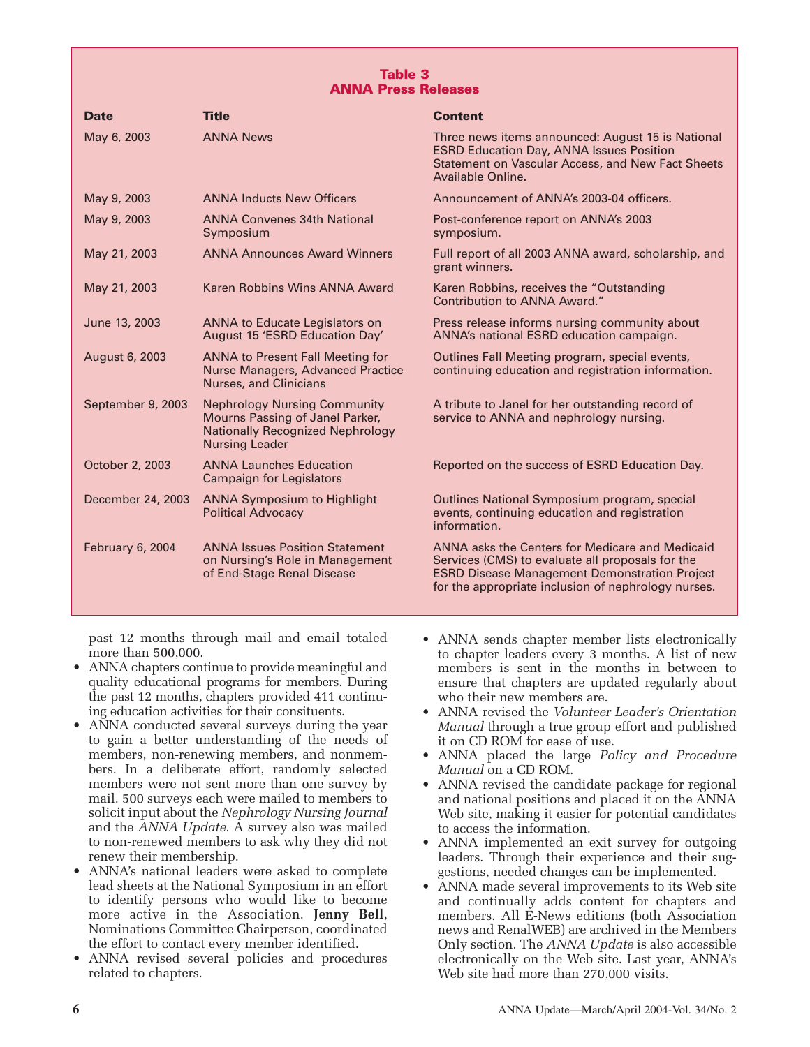**Table 3**
**ANNA Press Releases**

| Date | Title | Content |
|---|---|---|
| May 6, 2003 | ANNA News | Three news items announced: August 15 is National ESRD Education Day, ANNA Issues Position Statement on Vascular Access, and New Fact Sheets Available Online. |
| May 9, 2003 | ANNA Inducts New Officers | Announcement of ANNA's 2003-04 officers. |
| May 9, 2003 | ANNA Convenes 34th National Symposium | Post-conference report on ANNA's 2003 symposium. |
| May 21, 2003 | ANNA Announces Award Winners | Full report of all 2003 ANNA award, scholarship, and grant winners. |
| May 21, 2003 | Karen Robbins Wins ANNA Award | Karen Robbins, receives the "Outstanding Contribution to ANNA Award." |
| June 13, 2003 | ANNA to Educate Legislators on August 15 'ESRD Education Day' | Press release informs nursing community about ANNA's national ESRD education campaign. |
| August 6, 2003 | ANNA to Present Fall Meeting for Nurse Managers, Advanced Practice Nurses, and Clinicians | Outlines Fall Meeting program, special events, continuing education and registration information. |
| September 9, 2003 | Nephrology Nursing Community Mourns Passing of Janel Parker, Nationally Recognized Nephrology Nursing Leader | A tribute to Janel for her outstanding record of service to ANNA and nephrology nursing. |
| October 2, 2003 | ANNA Launches Education Campaign for Legislators | Reported on the success of ESRD Education Day. |
| December 24, 2003 | ANNA Symposium to Highlight Political Advocacy | Outlines National Symposium program, special events, continuing education and registration information. |
| February 6, 2004 | ANNA Issues Position Statement on Nursing's Role in Management of End-Stage Renal Disease | ANNA asks the Centers for Medicare and Medicaid Services (CMS) to evaluate all proposals for the ESRD Disease Management Demonstration Project for the appropriate inclusion of nephrology nurses. |

past 12 months through mail and email totaled more than 500,000.

- ANNA chapters continue to provide meaningful and quality educational programs for members. During the past 12 months, chapters provided 411 continuing education activities for their consituents.
- ANNA conducted several surveys during the year to gain a better understanding of the needs of members, non-renewing members, and nonmembers. In a deliberate effort, randomly selected members were not sent more than one survey by mail. 500 surveys each were mailed to members to solicit input about the *Nephrology Nursing Journal* and the *ANNA Update*. A survey also was mailed to non-renewed members to ask why they did not renew their membership.
- ANNA's national leaders were asked to complete lead sheets at the National Symposium in an effort to identify persons who would like to become more active in the Association. **Jenny Bell**, Nominations Committee Chairperson, coordinated the effort to contact every member identified.
- ANNA revised several policies and procedures related to chapters.
- ANNA sends chapter member lists electronically to chapter leaders every 3 months. A list of new members is sent in between the months in between to ensure that chapters are updated regularly about who their new members are.
- ANNA revised the *Volunteer Leader's Orientation Manual* through a true group effort and published it on CD ROM for ease of use.
- ANNA placed the large *Policy and Procedure Manual* on a CD ROM.
- ANNA revised the candidate package for regional and national positions and placed it on the ANNA Web site, making it easier for potential candidates to access the information.
- ANNA implemented an exit survey for outgoing leaders. Through their experience and their suggestions, needed changes can be implemented.
- ANNA made several improvements to its Web site and continually adds content for chapters and members. All E-News editions (both Association news and RenalWEB) are archived in the Members Only section. The *ANNA Update* is also accessible electronically on the Web site. Last year, ANNA's Web site had more than 270,000 visits.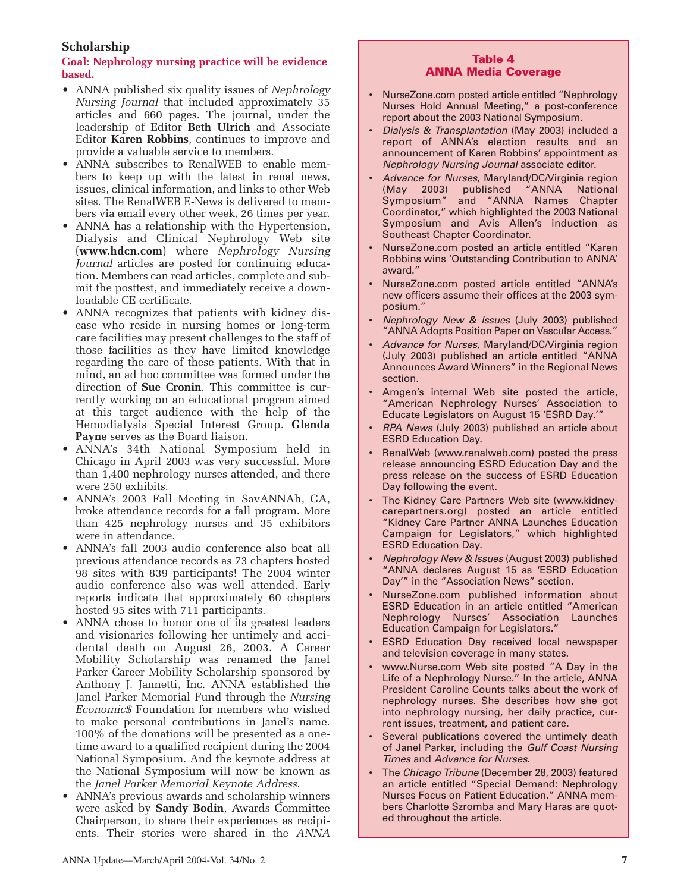### Scholarship

**Goal: Nephrology nursing practice will be evidence based.**

- ANNA published six quality issues of *Nephrology Nursing Journal* that included approximately 35 articles and 660 pages. The journal, under the leadership of Editor **Beth Ulrich** and Associate Editor **Karen Robbins**, continues to improve and provide a valuable service to members.
- ANNA subscribes to RenalWEB to enable members to keep up with the latest in renal news, issues, clinical information, and links to other Web sites. The RenalWEB E-News is delivered to members via email every other week, 26 times per year.
- ANNA has a relationship with the Hypertension, Dialysis and Clinical Nephrology Web site (**www.hdcn.com**) where *Nephrology Nursing Journal* articles are posted for continuing education. Members can read articles, complete and submit the posttest, and immediately receive a downloadable CE certificate.
- ANNA recognizes that patients with kidney disease who reside in nursing homes or long-term care facilities may present challenges to the staff of those facilities as they have limited knowledge regarding the care of these patients. With that in mind, an ad hoc committee was formed under the direction of **Sue Cronin**. This committee is currently working on an educational program aimed at this target audience with the help of the Hemodialysis Special Interest Group. **Glenda Payne** serves as the Board liaison.
- ANNA's 34th National Symposium held in Chicago in April 2003 was very successful. More than 1,400 nephrology nurses attended, and there were 250 exhibits.
- ANNA's 2003 Fall Meeting in SavANNAh, GA, broke attendance records for a fall program. More than 425 nephrology nurses and 35 exhibitors were in attendance.
- ANNA's fall 2003 audio conference also beat all previous attendance records as 73 chapters hosted 98 sites with 839 participants! The 2004 winter audio conference also was well attended. Early reports indicate that approximately 60 chapters hosted 95 sites with 711 participants.
- ANNA chose to honor one of its greatest leaders and visionaries following her untimely and accidental death on August 26, 2003. A Career Mobility Scholarship was renamed the Janel Parker Career Mobility Scholarship sponsored by Anthony J. Jannetti, Inc. ANNA established the Janel Parker Memorial Fund through the *Nursing Economic$* Foundation for members who wished to make personal contributions in Janel's name. 100% of the donations will be presented as a one-time award to a qualified recipient during the 2004 National Symposium. And the keynote address at the National Symposium will now be known as the *Janel Parker Memorial Keynote Address*.
- ANNA's previous awards and scholarship winners were asked by **Sandy Bodin**, Awards Committee Chairperson, to share their experiences as recipients. Their stories were shared in the *ANNA*

**Table 4**
**ANNA Media Coverage**

- NurseZone.com posted article entitled "Nephrology Nurses Hold Annual Meeting," a post-conference report about the 2003 National Symposium.
- *Dialysis & Transplantation* (May 2003) included a report of ANNA's election results and an announcement of Karen Robbins' appointment as *Nephrology Nursing Journal* associate editor.
- *Advance for Nurses*, Maryland/DC/Virginia region (May 2003) published "ANNA National Symposium" and "ANNA Names Chapter Coordinator," which highlighted the 2003 National Symposium and Avis Allen's induction as Southeast Chapter Coordinator.
- NurseZone.com posted an article entitled "Karen Robbins wins 'Outstanding Contribution to ANNA' award."
- NurseZone.com posted article entitled "ANNA's new officers assume their offices at the 2003 symposium."
- *Nephrology New & Issues* (July 2003) published "ANNA Adopts Position Paper on Vascular Access."
- *Advance for Nurses*, Maryland/DC/Virginia region (July 2003) published an article entitled "ANNA Announces Award Winners" in the Regional News section.
- Amgen's internal Web site posted the article, "American Nephrology Nurses' Association to Educate Legislators on August 15 'ESRD Day.'"
- *RPA News* (July 2003) published an article about ESRD Education Day.
- RenalWeb (www.renalweb.com) posted the press release announcing ESRD Education Day and the press release on the success of ESRD Education Day following the event.
- The Kidney Care Partners Web site (www.kidneycarepartners.org) posted an article entitled "Kidney Care Partner ANNA Launches Education Campaign for Legislators," which highlighted ESRD Education Day.
- *Nephrology New & Issues* (August 2003) published "ANNA declares August 15 as 'ESRD Education Day'" in the "Association News" section.
- NurseZone.com published information about ESRD Education in an article entitled "American Nephrology Nurses' Association Launches Education Campaign for Legislators."
- ESRD Education Day received local newspaper and television coverage in many states.
- www.Nurse.com Web site posted "A Day in the Life of a Nephrology Nurse." In the article, ANNA President Caroline Counts talks about the work of nephrology nurses. She describes how she got into nephrology nursing, her daily practice, current issues, treatment, and patient care.
- Several publications covered the untimely death of Janel Parker, including the *Gulf Coast Nursing Times* and *Advance for Nurses*.
- The *Chicago Tribune* (December 28, 2003) featured an article entitled "Special Demand: Nephrology Nurses Focus on Patient Education." ANNA members Charlotte Szromba and Mary Haras are quoted throughout the article.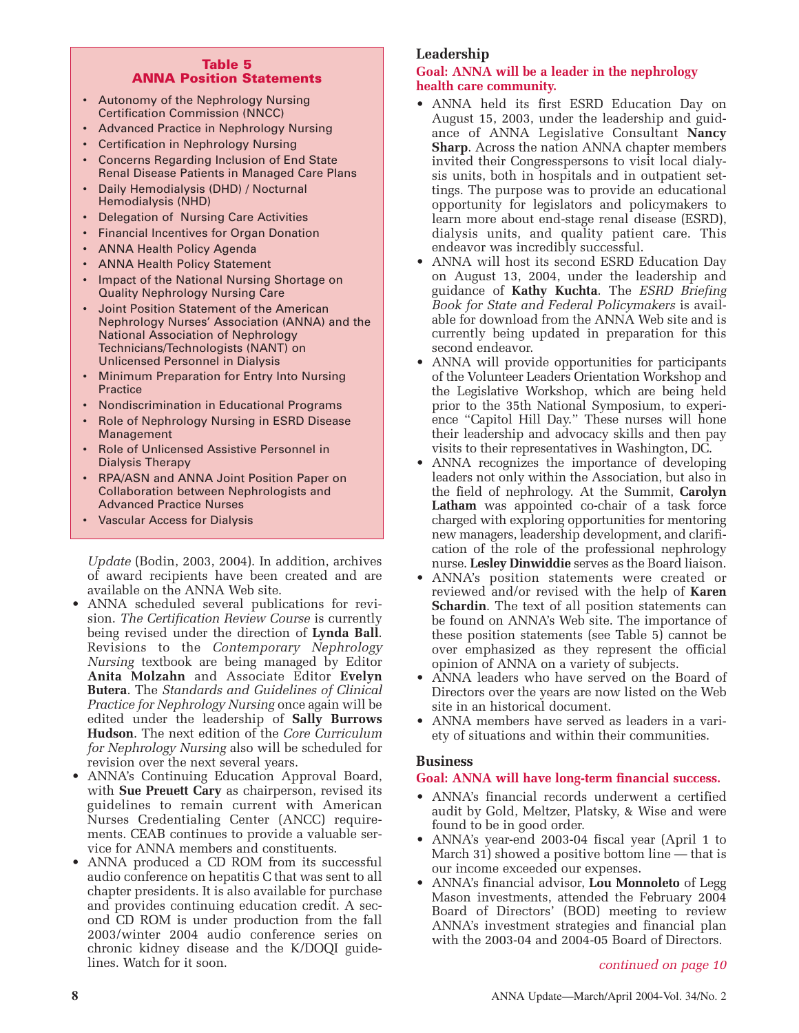**Table 5**
**ANNA Position Statements**

- Autonomy of the Nephrology Nursing Certification Commission (NNCC)
- Advanced Practice in Nephrology Nursing
- Certification in Nephrology Nursing
- Concerns Regarding Inclusion of End State Renal Disease Patients in Managed Care Plans
- Daily Hemodialysis (DHD) / Nocturnal Hemodialysis (NHD)
- Delegation of Nursing Care Activities
- Financial Incentives for Organ Donation
- ANNA Health Policy Agenda
- ANNA Health Policy Statement
- Impact of the National Nursing Shortage on Quality Nephrology Nursing Care
- Joint Position Statement of the American Nephrology Nurses' Association (ANNA) and the National Association of Nephrology Technicians/Technologists (NANT) on Unlicensed Personnel in Dialysis
- Minimum Preparation for Entry Into Nursing Practice
- Nondiscrimination in Educational Programs
- Role of Nephrology Nursing in ESRD Disease Management
- Role of Unlicensed Assistive Personnel in Dialysis Therapy
- RPA/ASN and ANNA Joint Position Paper on Collaboration between Nephrologists and Advanced Practice Nurses
- Vascular Access for Dialysis

*Update* (Bodin, 2003, 2004). In addition, archives of award recipients have been created and are available on the ANNA Web site.

- ANNA scheduled several publications for revision. *The Certification Review Course* is currently being revised under the direction of **Lynda Ball**. Revisions to the *Contemporary Nephrology Nursing* textbook are being managed by Editor **Anita Molzahn** and Associate Editor **Evelyn Butera**. The *Standards and Guidelines of Clinical Practice for Nephrology Nursing* once again will be edited under the leadership of **Sally Burrows Hudson**. The next edition of the *Core Curriculum for Nephrology Nursing* also will be scheduled for revision over the next several years.
- ANNA's Continuing Education Approval Board, with **Sue Preuett Cary** as chairperson, revised its guidelines to remain current with American Nurses Credentialing Center (ANCC) requirements. CEAB continues to provide a valuable service for ANNA members and constituents.
- ANNA produced a CD ROM from its successful audio conference on hepatitis C that was sent to all chapter presidents. It is also available for purchase and provides continuing education credit. A second CD ROM is under production from the fall 2003/winter 2004 audio conference series on chronic kidney disease and the K/DOQI guidelines. Watch for it soon.

## Leadership

**Goal: ANNA will be a leader in the nephrology health care community.**

- ANNA held its first ESRD Education Day on August 15, 2003, under the leadership and guidance of ANNA Legislative Consultant **Nancy Sharp**. Across the nation ANNA chapter members invited their Congresspersons to visit local dialysis units, both in hospitals and in outpatient settings. The purpose was to provide an educational opportunity for legislators and policymakers to learn more about end-stage renal disease (ESRD), dialysis units, and quality patient care. This endeavor was incredibly successful.
- ANNA will host its second ESRD Education Day on August 13, 2004, under the leadership and guidance of **Kathy Kuchta**. The *ESRD Briefing Book for State and Federal Policymakers* is available for download from the ANNA Web site and is currently being updated in preparation for this second endeavor.
- ANNA will provide opportunities for participants of the Volunteer Leaders Orientation Workshop and the Legislative Workshop, which are being held prior to the 35th National Symposium, to experience "Capitol Hill Day." These nurses will hone their leadership and advocacy skills and then pay visits to their representatives in Washington, DC.
- ANNA recognizes the importance of developing leaders not only within the Association, but also in the field of nephrology. At the Summit, **Carolyn Latham** was appointed co-chair of a task force charged with exploring opportunities for mentoring new managers, leadership development, and clarification of the role of the professional nephrology nurse. **Lesley Dinwiddie** serves as the Board liaison.
- ANNA's position statements were created or reviewed and/or revised with the help of **Karen Schardin**. The text of all position statements can be found on ANNA's Web site. The importance of these position statements (see Table 5) cannot be over emphasized as they represent the official opinion of ANNA on a variety of subjects.
- ANNA leaders who have served on the Board of Directors over the years are now listed on the Web site in an historical document.
- ANNA members have served as leaders in a variety of situations and within their communities.

## Business

**Goal: ANNA will have long-term financial success.**

- ANNA's financial records underwent a certified audit by Gold, Meltzer, Platsky, & Wise and were found to be in good order.
- ANNA's year-end 2003-04 fiscal year (April 1 to March 31) showed a positive bottom line — that is our income exceeded our expenses.
- ANNA's financial advisor, **Lou Monnoleto** of Legg Mason investments, attended the February 2004 Board of Directors' (BOD) meeting to review ANNA's investment strategies and financial plan with the 2003-04 and 2004-05 Board of Directors.

*continued on page 10*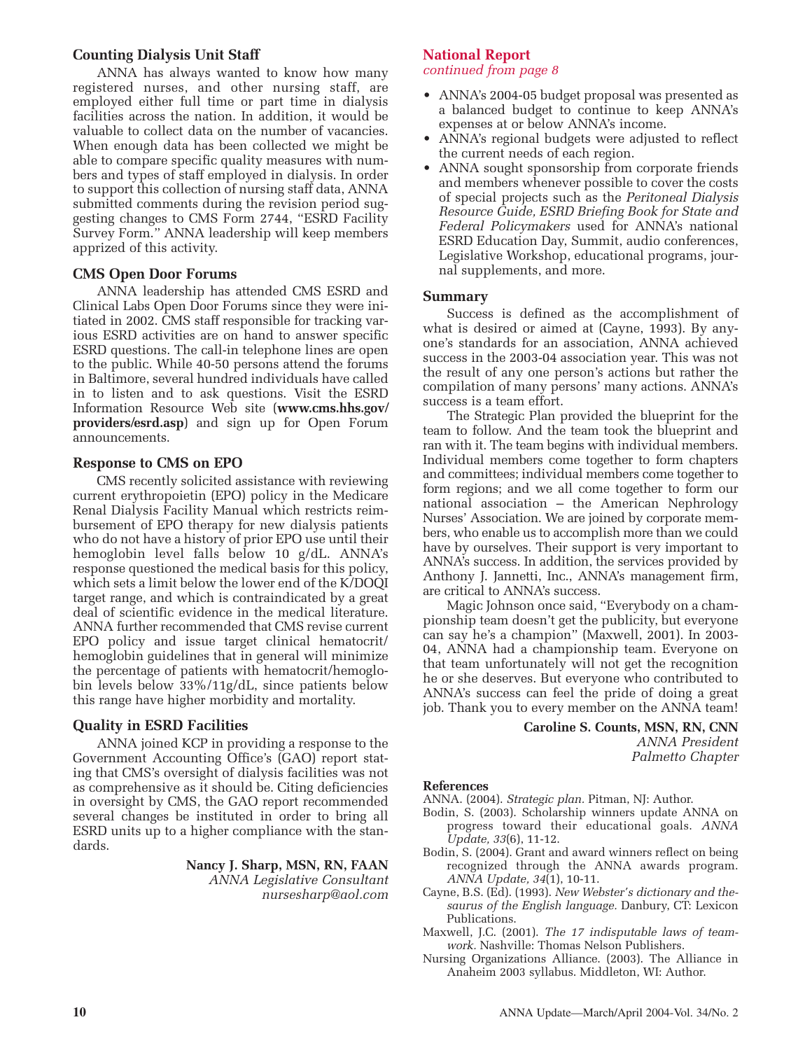### Counting Dialysis Unit Staff

ANNA has always wanted to know how many registered nurses, and other nursing staff, are employed either full time or part time in dialysis facilities across the nation. In addition, it would be valuable to collect data on the number of vacancies. When enough data has been collected we might be able to compare specific quality measures with numbers and types of staff employed in dialysis. In order to support this collection of nursing staff data, ANNA submitted comments during the revision period suggesting changes to CMS Form 2744, "ESRD Facility Survey Form." ANNA leadership will keep members apprized of this activity.

### CMS Open Door Forums

ANNA leadership has attended CMS ESRD and Clinical Labs Open Door Forums since they were initiated in 2002. CMS staff responsible for tracking various ESRD activities are on hand to answer specific ESRD questions. The call-in telephone lines are open to the public. While 40-50 persons attend the forums in Baltimore, several hundred individuals have called in to listen and to ask questions. Visit the ESRD Information Resource Web site (**www.cms.hhs.gov/providers/esrd.asp**) and sign up for Open Forum announcements.

### Response to CMS on EPO

CMS recently solicited assistance with reviewing current erythropoietin (EPO) policy in the Medicare Renal Dialysis Facility Manual which restricts reimbursement of EPO therapy for new dialysis patients who do not have a history of prior EPO use until their hemoglobin level falls below 10 g/dL. ANNA's response questioned the medical basis for this policy, which sets a limit below the lower end of the K/DOQI target range, and which is contraindicated by a great deal of scientific evidence in the medical literature. ANNA further recommended that CMS revise current EPO policy and issue target clinical hematocrit/hemoglobin guidelines that in general will minimize the percentage of patients with hematocrit/hemoglobin levels below 33%/11g/dL, since patients below this range have higher morbidity and mortality.

### Quality in ESRD Facilities

ANNA joined KCP in providing a response to the Government Accounting Office's (GAO) report stating that CMS's oversight of dialysis facilities was not as comprehensive as it should be. Citing deficiencies in oversight by CMS, the GAO report recommended several changes be instituted in order to bring all ESRD units up to a higher compliance with the standards.

**Nancy J. Sharp, MSN, RN, FAAN**
*ANNA Legislative Consultant*
*nursesharp@aol.com*

## National Report
*continued from page 8*

- ANNA's 2004-05 budget proposal was presented as a balanced budget to continue to keep ANNA's expenses at or below ANNA's income.
- ANNA's regional budgets were adjusted to reflect the current needs of each region.
- ANNA sought sponsorship from corporate friends and members whenever possible to cover the costs of special projects such as the *Peritoneal Dialysis Resource Guide, ESRD Briefing Book for State and Federal Policymakers* used for ANNA's national ESRD Education Day, Summit, audio conferences, Legislative Workshop, educational programs, journal supplements, and more.

### Summary

Success is defined as the accomplishment of what is desired or aimed at (Cayne, 1993). By anyone's standards for an association, ANNA achieved success in the 2003-04 association year. This was not the result of any one person's actions but rather the compilation of many persons' many actions. ANNA's success is a team effort.

The Strategic Plan provided the blueprint for the team to follow. And the team took the blueprint and ran with it. The team begins with individual members. Individual members come together to form chapters and committees; individual members come together to form regions; and we all come together to form our national association – the American Nephrology Nurses' Association. We are joined by corporate members, who enable us to accomplish more than we could have by ourselves. Their support is very important to ANNA's success. In addition, the services provided by Anthony J. Jannetti, Inc., ANNA's management firm, are critical to ANNA's success.

Magic Johnson once said, "Everybody on a championship team doesn't get the publicity, but everyone can say he's a champion" (Maxwell, 2001). In 2003-04, ANNA had a championship team. Everyone on that team unfortunately will not get the recognition he or she deserves. But everyone who contributed to ANNA's success can feel the pride of doing a great job. Thank you to every member on the ANNA team!

**Caroline S. Counts, MSN, RN, CNN**
*ANNA President*
*Palmetto Chapter*

#### References

ANNA. (2004). *Strategic plan.* Pitman, NJ: Author.

Bodin, S. (2003). Scholarship winners update ANNA on progress toward their educational goals. *ANNA Update, 33*(6), 11-12.

Bodin, S. (2004). Grant and award winners reflect on being recognized through the ANNA awards program. *ANNA Update, 34*(1), 10-11.

Cayne, B.S. (Ed). (1993). *New Webster's dictionary and thesaurus of the English language.* Danbury, CT: Lexicon Publications.

Maxwell, J.C. (2001). *The 17 indisputable laws of teamwork.* Nashville: Thomas Nelson Publishers.

Nursing Organizations Alliance. (2003). The Alliance in Anaheim 2003 syllabus. Middleton, WI: Author.